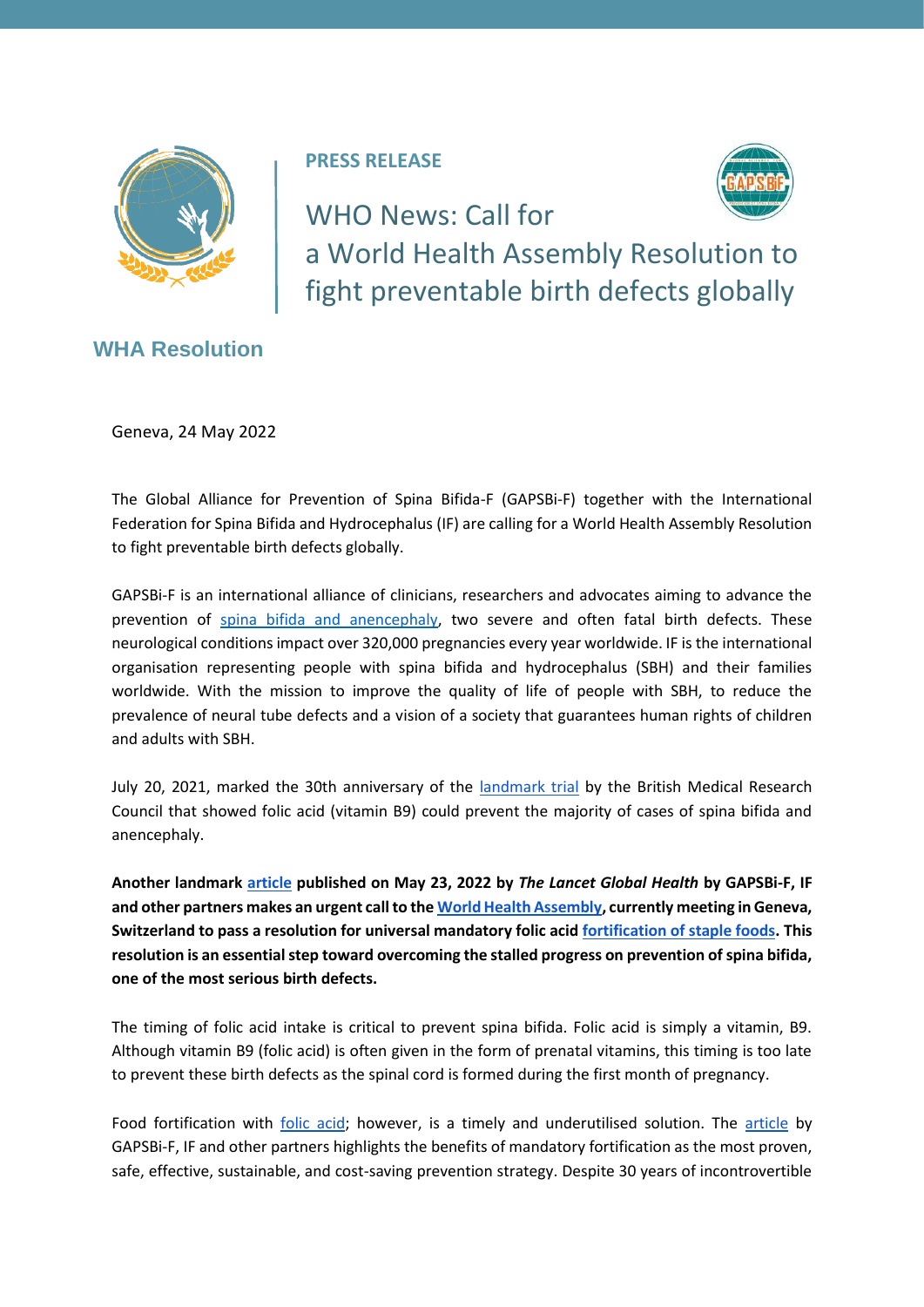**PRESS RELEASE**

# WHO News: Call for a World Health Assembly Resolution to fight preventable birth defects globally

## WHA Resolution

Geneva, 24 May 2022

The Global Alliance for Prevention of Spina Bifida-F (GAPSBi-F) together with the International Federation for Spina Bifida and Hydrocephalus (IF) are calling for a World Health Assembly Resolution to fight preventable birth defects globally.

GAPSBi-F is an international alliance of clinicians, researchers and advocates aiming to advance the prevention of spina bifida and anencephaly, two severe and often fatal birth defects. These neurological conditions impact over 320,000 pregnancies every year worldwide. IF is the international organisation representing people with spina bifida and hydrocephalus (SBH) and their families worldwide. With the mission to improve the quality of life of people with SBH, to reduce the prevalence of neural tube defects and a vision of a society that guarantees human rights of children and adults with SBH.

July 20, 2021, marked the 30th anniversary of the landmark trial by the British Medical Research Council that showed folic acid (vitamin B9) could prevent the majority of cases of spina bifida and anencephaly.

**Another landmark article published on May 23, 2022 by *The Lancet Global Health* by GAPSBi-F, IF and other partners makes an urgent call to the World Health Assembly, currently meeting in Geneva, Switzerland to pass a resolution for universal mandatory folic acid fortification of staple foods. This resolution is an essential step toward overcoming the stalled progress on prevention of spina bifida, one of the most serious birth defects.**

The timing of folic acid intake is critical to prevent spina bifida. Folic acid is simply a vitamin, B9. Although vitamin B9 (folic acid) is often given in the form of prenatal vitamins, this timing is too late to prevent these birth defects as the spinal cord is formed during the first month of pregnancy.

Food fortification with folic acid; however, is a timely and underutilised solution. The article by GAPSBi-F, IF and other partners highlights the benefits of mandatory fortification as the most proven, safe, effective, sustainable, and cost-saving prevention strategy. Despite 30 years of incontrovertible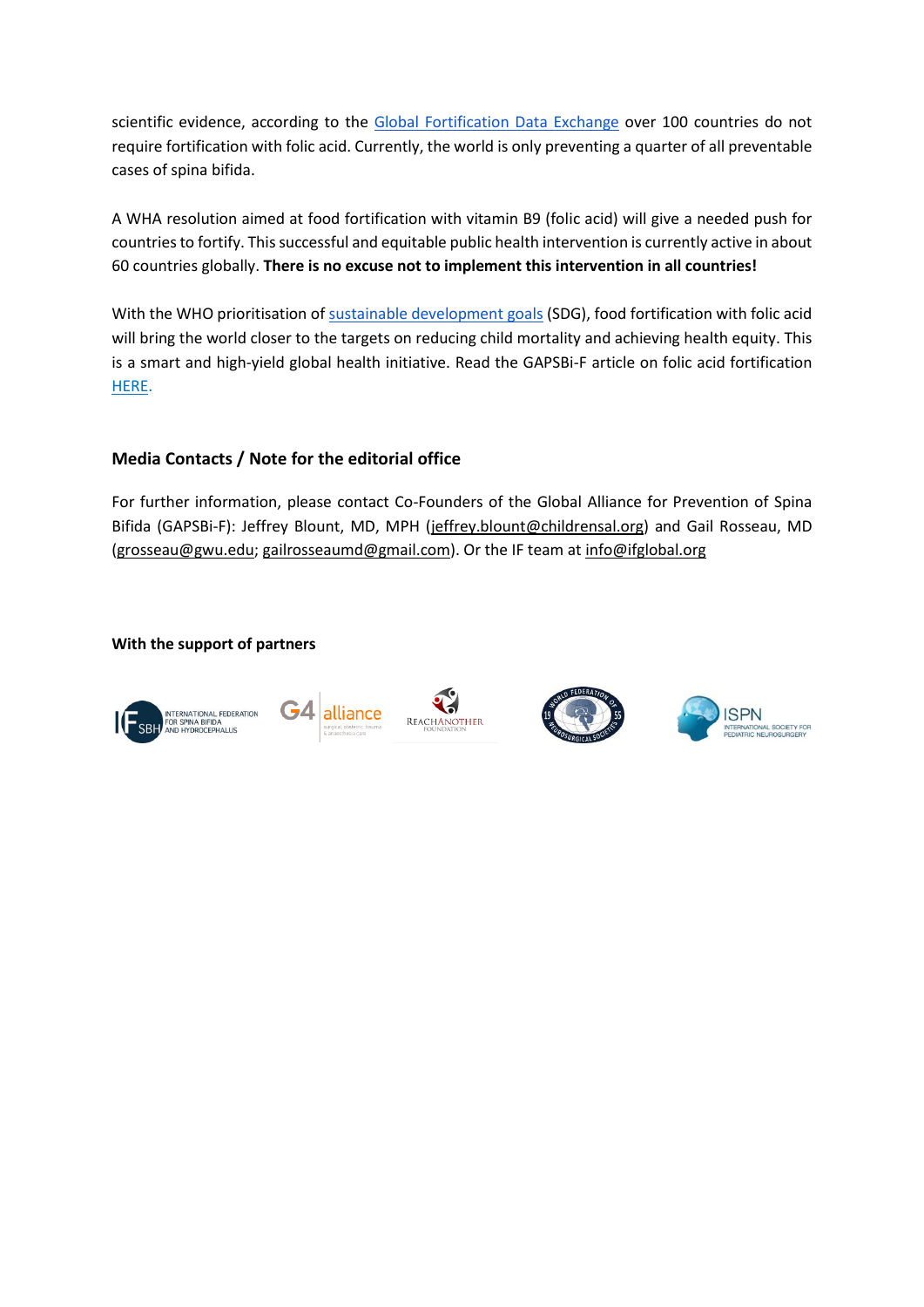scientific evidence, according to the Global Fortification Data Exchange over 100 countries do not require fortification with folic acid. Currently, the world is only preventing a quarter of all preventable cases of spina bifida.

A WHA resolution aimed at food fortification with vitamin B9 (folic acid) will give a needed push for countries to fortify. This successful and equitable public health intervention is currently active in about 60 countries globally. **There is no excuse not to implement this intervention in all countries!**

With the WHO prioritisation of sustainable development goals (SDG), food fortification with folic acid will bring the world closer to the targets on reducing child mortality and achieving health equity. This is a smart and high-yield global health initiative. Read the GAPSBi-F article on folic acid fortification HERE.

## Media Contacts / Note for the editorial office

For further information, please contact Co-Founders of the Global Alliance for Prevention of Spina Bifida (GAPSBi-F): Jeffrey Blount, MD, MPH (jeffrey.blount@childrensal.org) and Gail Rosseau, MD (grosseau@gwu.edu; gailrosseaumd@gmail.com). Or the IF team at info@ifglobal.org

**With the support of partners**